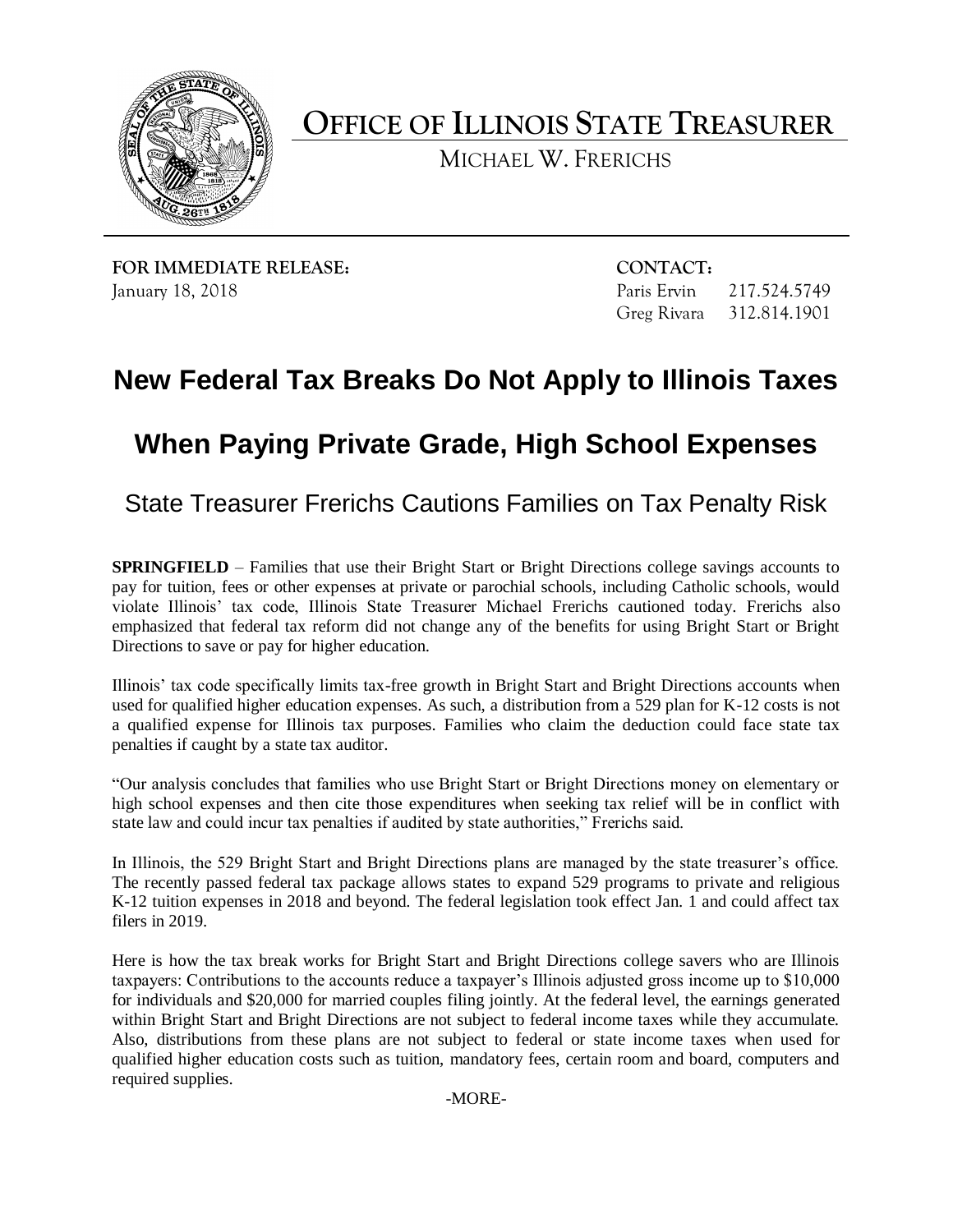# OFFICE OF ILLINOIS STATE TREASURER

MICHAEL W. FRERICHS

**FOR IMMEDIATE RELEASE:**
January 18, 2018

**CONTACT:**
Paris Ervin 217.524.5749
Greg Rivara 312.814.1901

## New Federal Tax Breaks Do Not Apply to Illinois Taxes

## When Paying Private Grade, High School Expenses

### State Treasurer Frerichs Cautions Families on Tax Penalty Risk

**SPRINGFIELD** – Families that use their Bright Start or Bright Directions college savings accounts to pay for tuition, fees or other expenses at private or parochial schools, including Catholic schools, would violate Illinois' tax code, Illinois State Treasurer Michael Frerichs cautioned today. Frerichs also emphasized that federal tax reform did not change any of the benefits for using Bright Start or Bright Directions to save or pay for higher education.

Illinois' tax code specifically limits tax-free growth in Bright Start and Bright Directions accounts when used for qualified higher education expenses. As such, a distribution from a 529 plan for K-12 costs is not a qualified expense for Illinois tax purposes. Families who claim the deduction could face state tax penalties if caught by a state tax auditor.

"Our analysis concludes that families who use Bright Start or Bright Directions money on elementary or high school expenses and then cite those expenditures when seeking tax relief will be in conflict with state law and could incur tax penalties if audited by state authorities," Frerichs said.

In Illinois, the 529 Bright Start and Bright Directions plans are managed by the state treasurer's office. The recently passed federal tax package allows states to expand 529 programs to private and religious K-12 tuition expenses in 2018 and beyond. The federal legislation took effect Jan. 1 and could affect tax filers in 2019.

Here is how the tax break works for Bright Start and Bright Directions college savers who are Illinois taxpayers: Contributions to the accounts reduce a taxpayer's Illinois adjusted gross income up to $10,000 for individuals and $20,000 for married couples filing jointly. At the federal level, the earnings generated within Bright Start and Bright Directions are not subject to federal income taxes while they accumulate. Also, distributions from these plans are not subject to federal or state income taxes when used for qualified higher education costs such as tuition, mandatory fees, certain room and board, computers and required supplies.

-MORE-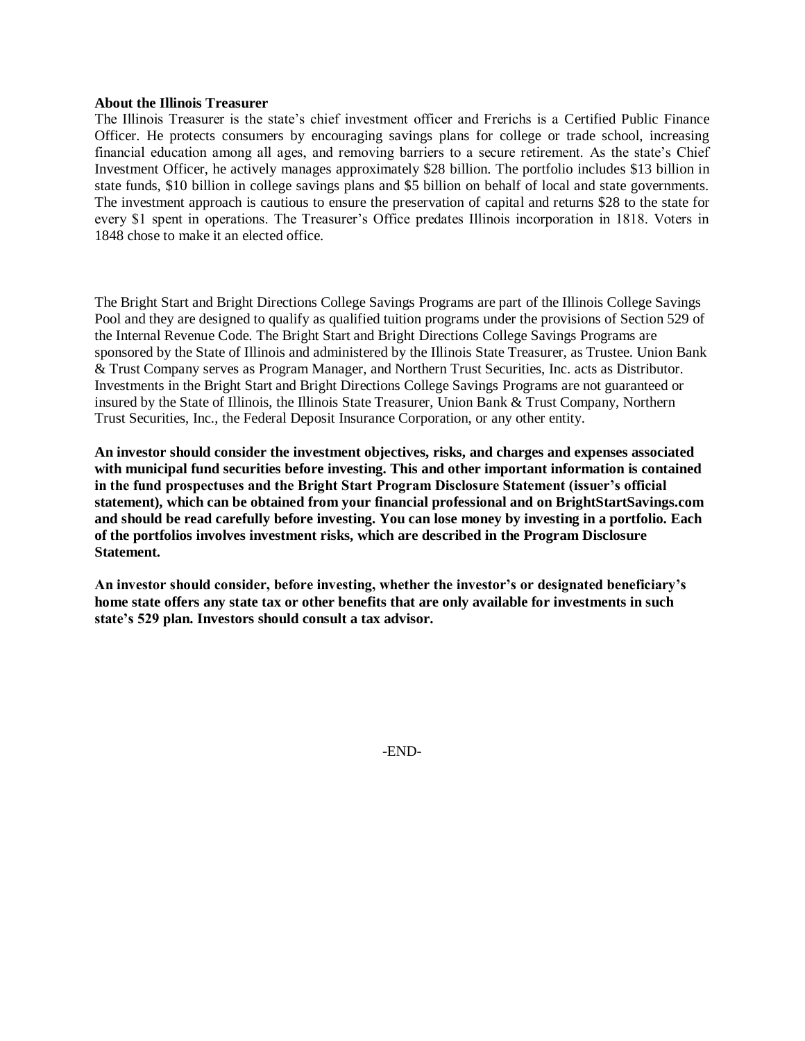**About the Illinois Treasurer**

The Illinois Treasurer is the state's chief investment officer and Frerichs is a Certified Public Finance Officer. He protects consumers by encouraging savings plans for college or trade school, increasing financial education among all ages, and removing barriers to a secure retirement. As the state's Chief Investment Officer, he actively manages approximately $28 billion. The portfolio includes $13 billion in state funds, $10 billion in college savings plans and $5 billion on behalf of local and state governments. The investment approach is cautious to ensure the preservation of capital and returns $28 to the state for every $1 spent in operations. The Treasurer's Office predates Illinois incorporation in 1818. Voters in 1848 chose to make it an elected office.

The Bright Start and Bright Directions College Savings Programs are part of the Illinois College Savings Pool and they are designed to qualify as qualified tuition programs under the provisions of Section 529 of the Internal Revenue Code. The Bright Start and Bright Directions College Savings Programs are sponsored by the State of Illinois and administered by the Illinois State Treasurer, as Trustee. Union Bank & Trust Company serves as Program Manager, and Northern Trust Securities, Inc. acts as Distributor. Investments in the Bright Start and Bright Directions College Savings Programs are not guaranteed or insured by the State of Illinois, the Illinois State Treasurer, Union Bank & Trust Company, Northern Trust Securities, Inc., the Federal Deposit Insurance Corporation, or any other entity.

**An investor should consider the investment objectives, risks, and charges and expenses associated with municipal fund securities before investing. This and other important information is contained in the fund prospectuses and the Bright Start Program Disclosure Statement (issuer's official statement), which can be obtained from your financial professional and on BrightStartSavings.com and should be read carefully before investing. You can lose money by investing in a portfolio. Each of the portfolios involves investment risks, which are described in the Program Disclosure Statement.**

**An investor should consider, before investing, whether the investor's or designated beneficiary's home state offers any state tax or other benefits that are only available for investments in such state's 529 plan. Investors should consult a tax advisor.**

-END-